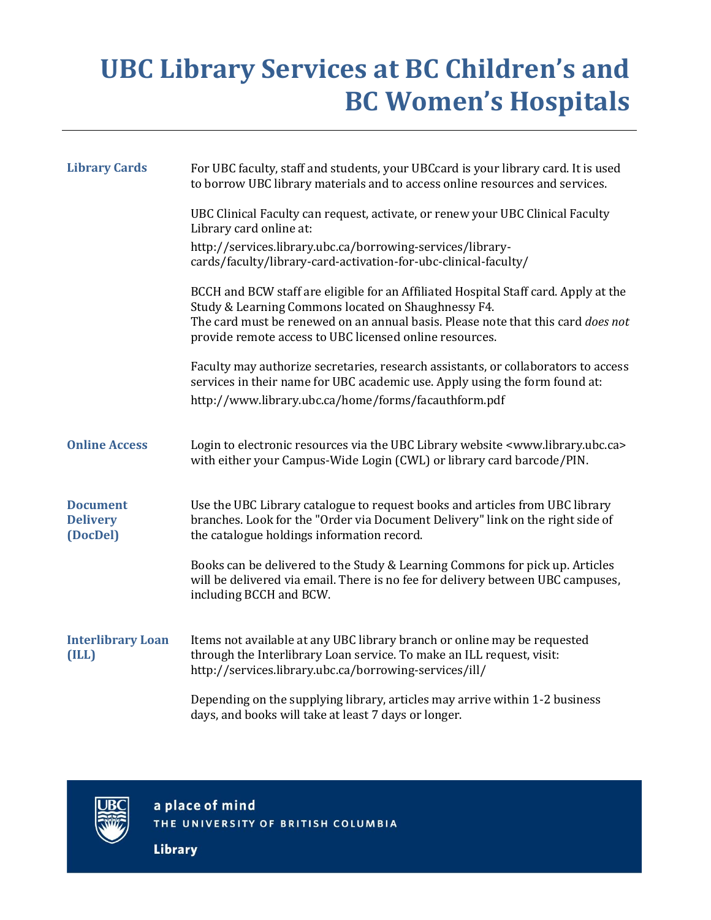# UBC Library Services at BC Children's and BC Women's Hospitals

## Library Cards

For UBC faculty, staff and students, your UBCcard is your library card. It is used to borrow UBC library materials and to access online resources and services.

UBC Clinical Faculty can request, activate, or renew your UBC Clinical Faculty Library card online at:

http://services.library.ubc.ca/borrowing-services/library-cards/faculty/library-card-activation-for-ubc-clinical-faculty/

BCCH and BCW staff are eligible for an Affiliated Hospital Staff card. Apply at the Study & Learning Commons located on Shaughnessy F4.
The card must be renewed on an annual basis. Please note that this card *does not* provide remote access to UBC licensed online resources.

Faculty may authorize secretaries, research assistants, or collaborators to access services in their name for UBC academic use. Apply using the form found at:

http://www.library.ubc.ca/home/forms/facauthform.pdf

## Online Access

Login to electronic resources via the UBC Library website <www.library.ubc.ca> with either your Campus-Wide Login (CWL) or library card barcode/PIN.

## Document Delivery (DocDel)

Use the UBC Library catalogue to request books and articles from UBC library branches. Look for the "Order via Document Delivery" link on the right side of the catalogue holdings information record.

Books can be delivered to the Study & Learning Commons for pick up. Articles will be delivered via email. There is no fee for delivery between UBC campuses, including BCCH and BCW.

## Interlibrary Loan (ILL)

Items not available at any UBC library branch or online may be requested through the Interlibrary Loan service. To make an ILL request, visit: http://services.library.ubc.ca/borrowing-services/ill/

Depending on the supplying library, articles may arrive within 1-2 business days, and books will take at least 7 days or longer.

a place of mind
THE UNIVERSITY OF BRITISH COLUMBIA
Library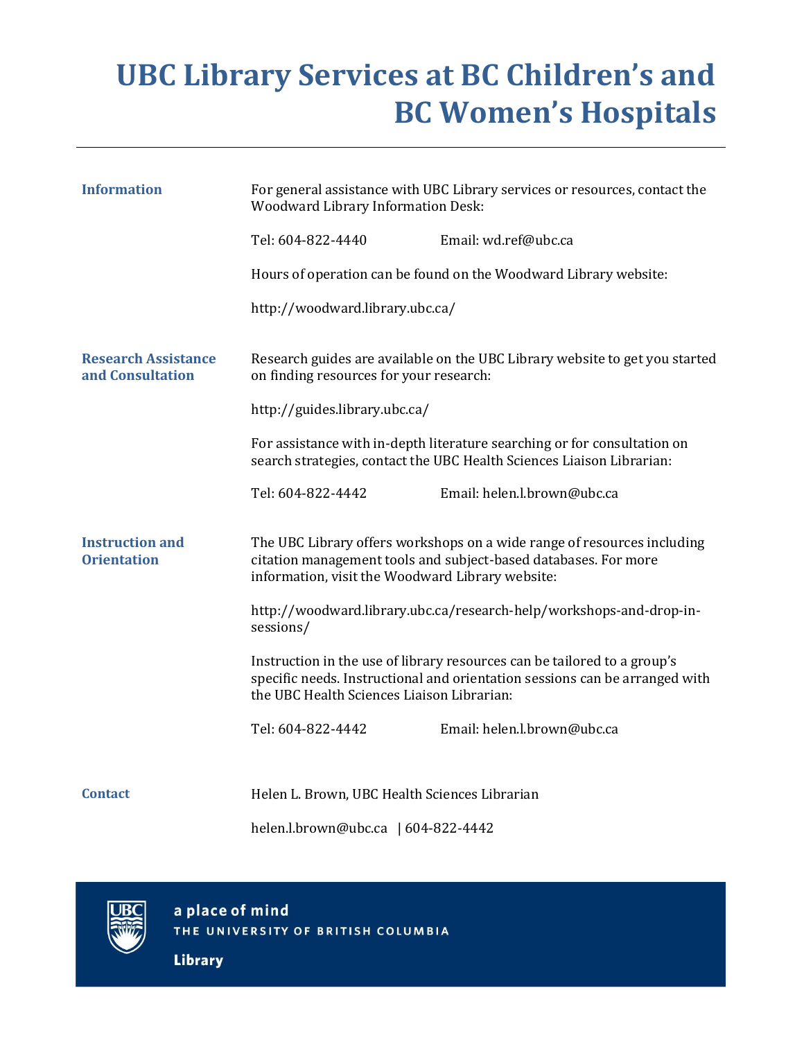# UBC Library Services at BC Children's and BC Women's Hospitals

---

**Information**

For general assistance with UBC Library services or resources, contact the Woodward Library Information Desk:

Tel: 604-822-4440 Email: wd.ref@ubc.ca

Hours of operation can be found on the Woodward Library website:

http://woodward.library.ubc.ca/

**Research Assistance and Consultation**

Research guides are available on the UBC Library website to get you started on finding resources for your research:

http://guides.library.ubc.ca/

For assistance with in-depth literature searching or for consultation on search strategies, contact the UBC Health Sciences Liaison Librarian:

Tel: 604-822-4442 Email: helen.l.brown@ubc.ca

**Instruction and Orientation**

The UBC Library offers workshops on a wide range of resources including citation management tools and subject-based databases. For more information, visit the Woodward Library website:

http://woodward.library.ubc.ca/research-help/workshops-and-drop-in-sessions/

Instruction in the use of library resources can be tailored to a group's specific needs. Instructional and orientation sessions can be arranged with the UBC Health Sciences Liaison Librarian:

Tel: 604-822-4442 Email: helen.l.brown@ubc.ca

**Contact**

Helen L. Brown, UBC Health Sciences Librarian

helen.l.brown@ubc.ca | 604-822-4442

a place of mind
THE UNIVERSITY OF BRITISH COLUMBIA
Library